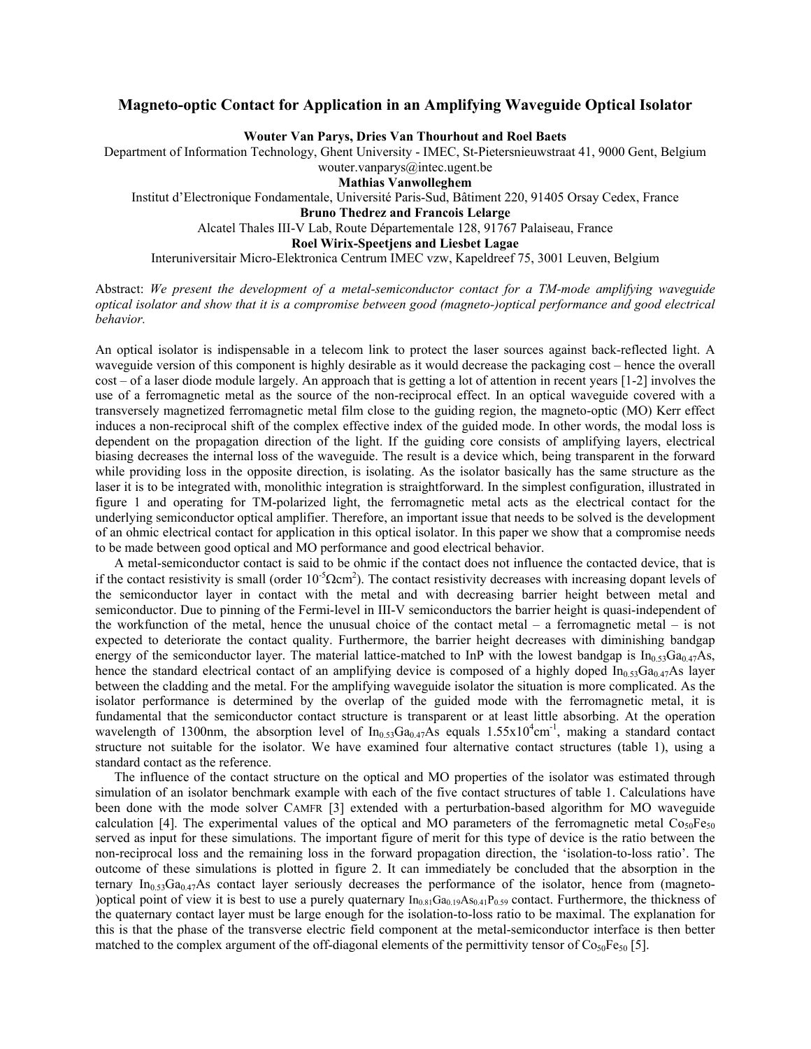# Magneto-optic Contact for Application in an Amplifying Waveguide Optical Isolator

**Wouter Van Parys, Dries Van Thourhout and Roel Baets**

Department of Information Technology, Ghent University - IMEC, St-Pietersnieuwstraat 41, 9000 Gent, Belgium
wouter.vanparys@intec.ugent.be

**Mathias Vanwolleghem**

Institut d'Electronique Fondamentale, Université Paris-Sud, Bâtiment 220, 91405 Orsay Cedex, France

**Bruno Thedrez and Francois Lelarge**

Alcatel Thales III-V Lab, Route Départementale 128, 91767 Palaiseau, France

**Roel Wirix-Speetjens and Liesbet Lagae**

Interuniversitair Micro-Elektronica Centrum IMEC vzw, Kapeldreef 75, 3001 Leuven, Belgium

Abstract: *We present the development of a metal-semiconductor contact for a TM-mode amplifying waveguide optical isolator and show that it is a compromise between good (magneto-)optical performance and good electrical behavior.*

An optical isolator is indispensable in a telecom link to protect the laser sources against back-reflected light. A waveguide version of this component is highly desirable as it would decrease the packaging cost – hence the overall cost – of a laser diode module largely. An approach that is getting a lot of attention in recent years [1-2] involves the use of a ferromagnetic metal as the source of the non-reciprocal effect. In an optical waveguide covered with a transversely magnetized ferromagnetic metal film close to the guiding region, the magneto-optic (MO) Kerr effect induces a non-reciprocal shift of the complex effective index of the guided mode. In other words, the modal loss is dependent on the propagation direction of the light. If the guiding core consists of amplifying layers, electrical biasing decreases the internal loss of the waveguide. The result is a device which, being transparent in the forward while providing loss in the opposite direction, is isolating. As the isolator basically has the same structure as the laser it is to be integrated with, monolithic integration is straightforward. In the simplest configuration, illustrated in figure 1 and operating for TM-polarized light, the ferromagnetic metal acts as the electrical contact for the underlying semiconductor optical amplifier. Therefore, an important issue that needs to be solved is the development of an ohmic electrical contact for application in this optical isolator. In this paper we show that a compromise needs to be made between good optical and MO performance and good electrical behavior.

A metal-semiconductor contact is said to be ohmic if the contact does not influence the contacted device, that is if the contact resistivity is small (order $10^{-5}\Omega\text{cm}^2$). The contact resistivity decreases with increasing dopant levels of the semiconductor layer in contact with the metal and with decreasing barrier height between metal and semiconductor. Due to pinning of the Fermi-level in III-V semiconductors the barrier height is quasi-independent of the workfunction of the metal, hence the unusual choice of the contact metal – a ferromagnetic metal – is not expected to deteriorate the contact quality. Furthermore, the barrier height decreases with diminishing bandgap energy of the semiconductor layer. The material lattice-matched to InP with the lowest bandgap is $In_{0.53}Ga_{0.47}As$, hence the standard electrical contact of an amplifying device is composed of a highly doped $In_{0.53}Ga_{0.47}As$ layer between the cladding and the metal. For the amplifying waveguide isolator the situation is more complicated. As the isolator performance is determined by the overlap of the guided mode with the ferromagnetic metal, it is fundamental that the semiconductor contact structure is transparent or at least little absorbing. At the operation wavelength of 1300nm, the absorption level of $In_{0.53}Ga_{0.47}As$ equals $1.55\text{x}10^4\text{cm}^{-1}$, making a standard contact structure not suitable for the isolator. We have examined four alternative contact structures (table 1), using a standard contact as the reference.

The influence of the contact structure on the optical and MO properties of the isolator was estimated through simulation of an isolator benchmark example with each of the five contact structures of table 1. Calculations have been done with the mode solver CAMFR [3] extended with a perturbation-based algorithm for MO waveguide calculation [4]. The experimental values of the optical and MO parameters of the ferromagnetic metal $Co_{50}Fe_{50}$ served as input for these simulations. The important figure of merit for this type of device is the ratio between the non-reciprocal loss and the remaining loss in the forward propagation direction, the 'isolation-to-loss ratio'. The outcome of these simulations is plotted in figure 2. It can immediately be concluded that the absorption in the ternary $In_{0.53}Ga_{0.47}As$ contact layer seriously decreases the performance of the isolator, hence from (magneto-)optical point of view it is best to use a purely quaternary $In_{0.81}Ga_{0.19}As_{0.41}P_{0.59}$ contact. Furthermore, the thickness of the quaternary contact layer must be large enough for the isolation-to-loss ratio to be maximal. The explanation for this is that the phase of the transverse electric field component at the metal-semiconductor interface is then better matched to the complex argument of the off-diagonal elements of the permittivity tensor of $Co_{50}Fe_{50}$ [5].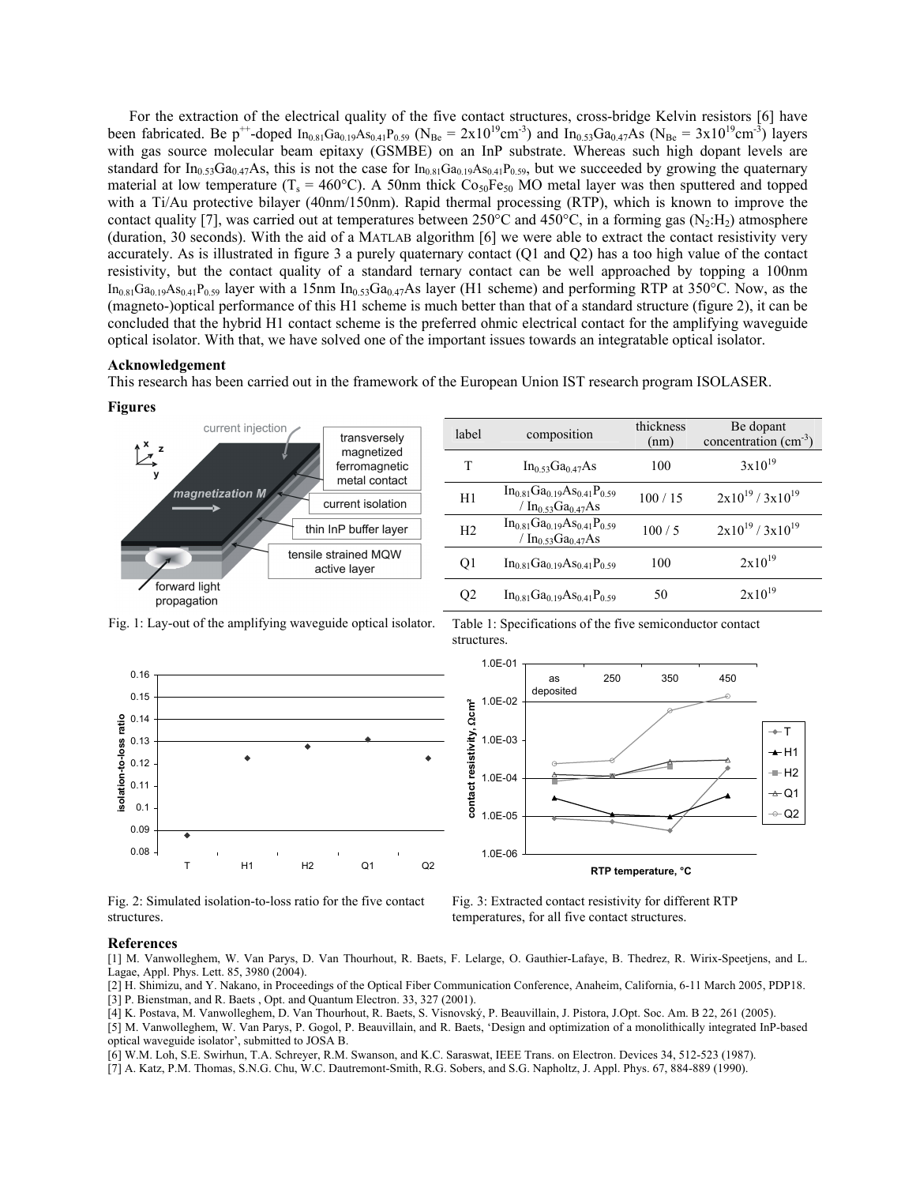For the extraction of the electrical quality of the five contact structures, cross-bridge Kelvin resistors [6] have been fabricated. Be $p^{++}$-doped $In_{0.81}Ga_{0.19}As_{0.41}P_{0.59}$ ($N_{Be} = 2x10^{19}cm^{-3}$) and $In_{0.53}Ga_{0.47}As$ ($N_{Be} = 3x10^{19}cm^{-3}$) layers with gas source molecular beam epitaxy (GSMBE) on an InP substrate. Whereas such high dopant levels are standard for $In_{0.53}Ga_{0.47}As$, this is not the case for $In_{0.81}Ga_{0.19}As_{0.41}P_{0.59}$, but we succeeded by growing the quaternary material at low temperature ($T_s = 460°C$). A 50nm thick $Co_{50}Fe_{50}$ MO metal layer was then sputtered and topped with a Ti/Au protective bilayer (40nm/150nm). Rapid thermal processing (RTP), which is known to improve the contact quality [7], was carried out at temperatures between 250°C and 450°C, in a forming gas ($N_2$:$H_2$) atmosphere (duration, 30 seconds). With the aid of a MATLAB algorithm [6] we were able to extract the contact resistivity very accurately. As is illustrated in figure 3 a purely quaternary contact (Q1 and Q2) has a too high value of the contact resistivity, but the contact quality of a standard ternary contact can be well approached by topping a 100nm $In_{0.81}Ga_{0.19}As_{0.41}P_{0.59}$ layer with a 15nm $In_{0.53}Ga_{0.47}As$ layer (H1 scheme) and performing RTP at 350°C. Now, as the (magneto-)optical performance of this H1 scheme is much better than that of a standard structure (figure 2), it can be concluded that the hybrid H1 contact scheme is the preferred ohmic electrical contact for the amplifying waveguide optical isolator. With that, we have solved one of the important issues towards an integratable optical isolator.

**Acknowledgement**

This research has been carried out in the framework of the European Union IST research program ISOLASER.

**Figures**

current injection
x z y
transversely magnetized ferromagnetic metal contact
magnetization M
current isolation
thin InP buffer layer
tensile strained MQW active layer
forward light propagation

Fig. 1: Lay-out of the amplifying waveguide optical isolator.

| label | composition | thickness (nm) | Be dopant concentration ($cm^{-3}$) |
|---|---|---|---|
| T | $In_{0.53}Ga_{0.47}As$ | 100 | $3x10^{19}$ |
| H1 | $In_{0.81}Ga_{0.19}As_{0.41}P_{0.59}$ / $In_{0.53}Ga_{0.47}As$ | 100 / 15 | $2x10^{19}$ / $3x10^{19}$ |
| H2 | $In_{0.81}Ga_{0.19}As_{0.41}P_{0.59}$ / $In_{0.53}Ga_{0.47}As$ | 100 / 5 | $2x10^{19}$ / $3x10^{19}$ |
| Q1 | $In_{0.81}Ga_{0.19}As_{0.41}P_{0.59}$ | 100 | $2x10^{19}$ |
| Q2 | $In_{0.81}Ga_{0.19}As_{0.41}P_{0.59}$ | 50 | $2x10^{19}$ |

Table 1: Specifications of the five semiconductor contact structures.

isolation-to-loss ratio
0.16
0.15
0.14
0.13
0.12
0.11
0.1
0.09
0.08
T H1 H2 Q1 Q2

Fig. 2: Simulated isolation-to-loss ratio for the five contact structures.

contact resistivity, Ωcm²
1.0E-01
1.0E-02
1.0E-03
1.0E-04
1.0E-05
1.0E-06
as deposited 250 350 450
RTP temperature, °C
T
H1
H2
Q1
Q2

Fig. 3: Extracted contact resistivity for different RTP temperatures, for all five contact structures.

**References**

[1] M. Vanwolleghem, W. Van Parys, D. Van Thourhout, R. Baets, F. Lelarge, O. Gauthier-Lafaye, B. Thedrez, R. Wirix-Speetjens, and L. Lagae, Appl. Phys. Lett. 85, 3980 (2004).

[2] H. Shimizu, and Y. Nakano, in Proceedings of the Optical Fiber Communication Conference, Anaheim, California, 6-11 March 2005, PDP18.

[3] P. Bienstman, and R. Baets , Opt. and Quantum Electron. 33, 327 (2001).

[4] K. Postava, M. Vanwolleghem, D. Van Thourhout, R. Baets, S. Visnovský, P. Beauvillain, J. Pistora, J.Opt. Soc. Am. B 22, 261 (2005).

[5] M. Vanwolleghem, W. Van Parys, P. Gogol, P. Beauvillain, and R. Baets, 'Design and optimization of a monolithically integrated InP-based optical waveguide isolator', submitted to JOSA B.

[6] W.M. Loh, S.E. Swirhun, T.A. Schreyer, R.M. Swanson, and K.C. Saraswat, IEEE Trans. on Electron. Devices 34, 512-523 (1987).

[7] A. Katz, P.M. Thomas, S.N.G. Chu, W.C. Dautremont-Smith, R.G. Sobers, and S.G. Napholtz, J. Appl. Phys. 67, 884-889 (1990).